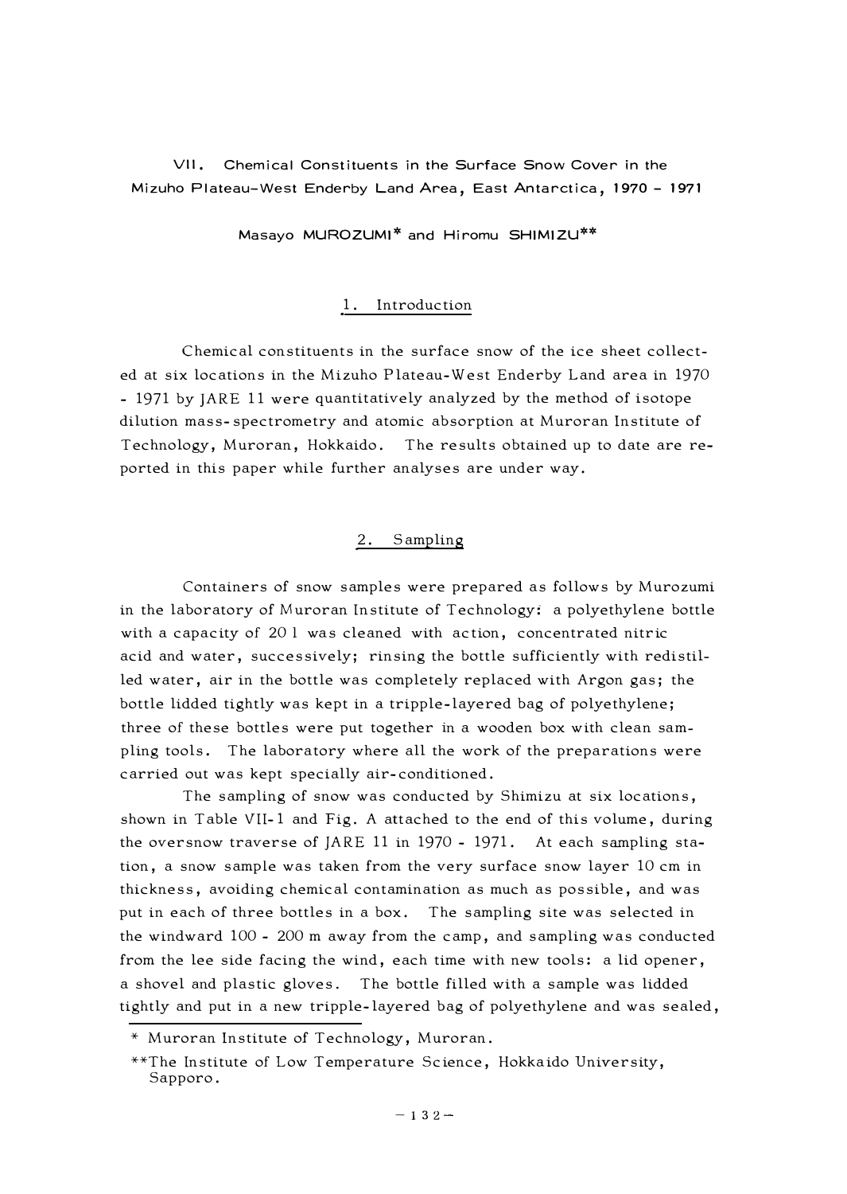# VII. Chemical Constituents in the Surface Snow Cover in the Mizuho Plateau–West Enderby Land Area, East Antarctica, 1970 – 1971

Masayo MUROZUMI* and Hiromu SHIMIZU**

## 1. Introduction

Chemical constituents in the surface snow of the ice sheet collected at six locations in the Mizuho Plateau-West Enderby Land area in 1970 - 1971 by JARE 11 were quantitatively analyzed by the method of isotope dilution mass-spectrometry and atomic absorption at Muroran Institute of Technology, Muroran, Hokkaido. The results obtained up to date are reported in this paper while further analyses are under way.

## 2. Sampling

Containers of snow samples were prepared as follows by Murozumi in the laboratory of Muroran Institute of Technology: a polyethylene bottle with a capacity of 20 l was cleaned with action, concentrated nitric acid and water, successively; rinsing the bottle sufficiently with redistilled water, air in the bottle was completely replaced with Argon gas; the bottle lidded tightly was kept in a tripple-layered bag of polyethylene; three of these bottles were put together in a wooden box with clean sampling tools. The laboratory where all the work of the preparations were carried out was kept specially air-conditioned.

The sampling of snow was conducted by Shimizu at six locations, shown in Table VII-1 and Fig. A attached to the end of this volume, during the oversnow traverse of JARE 11 in 1970 - 1971. At each sampling station, a snow sample was taken from the very surface snow layer 10 cm in thickness, avoiding chemical contamination as much as possible, and was put in each of three bottles in a box. The sampling site was selected in the windward 100 - 200 m away from the camp, and sampling was conducted from the lee side facing the wind, each time with new tools: a lid opener, a shovel and plastic gloves. The bottle filled with a sample was lidded tightly and put in a new tripple-layered bag of polyethylene and was sealed,

---

* Muroran Institute of Technology, Muroran.

**The Institute of Low Temperature Science, Hokkaido University, Sapporo.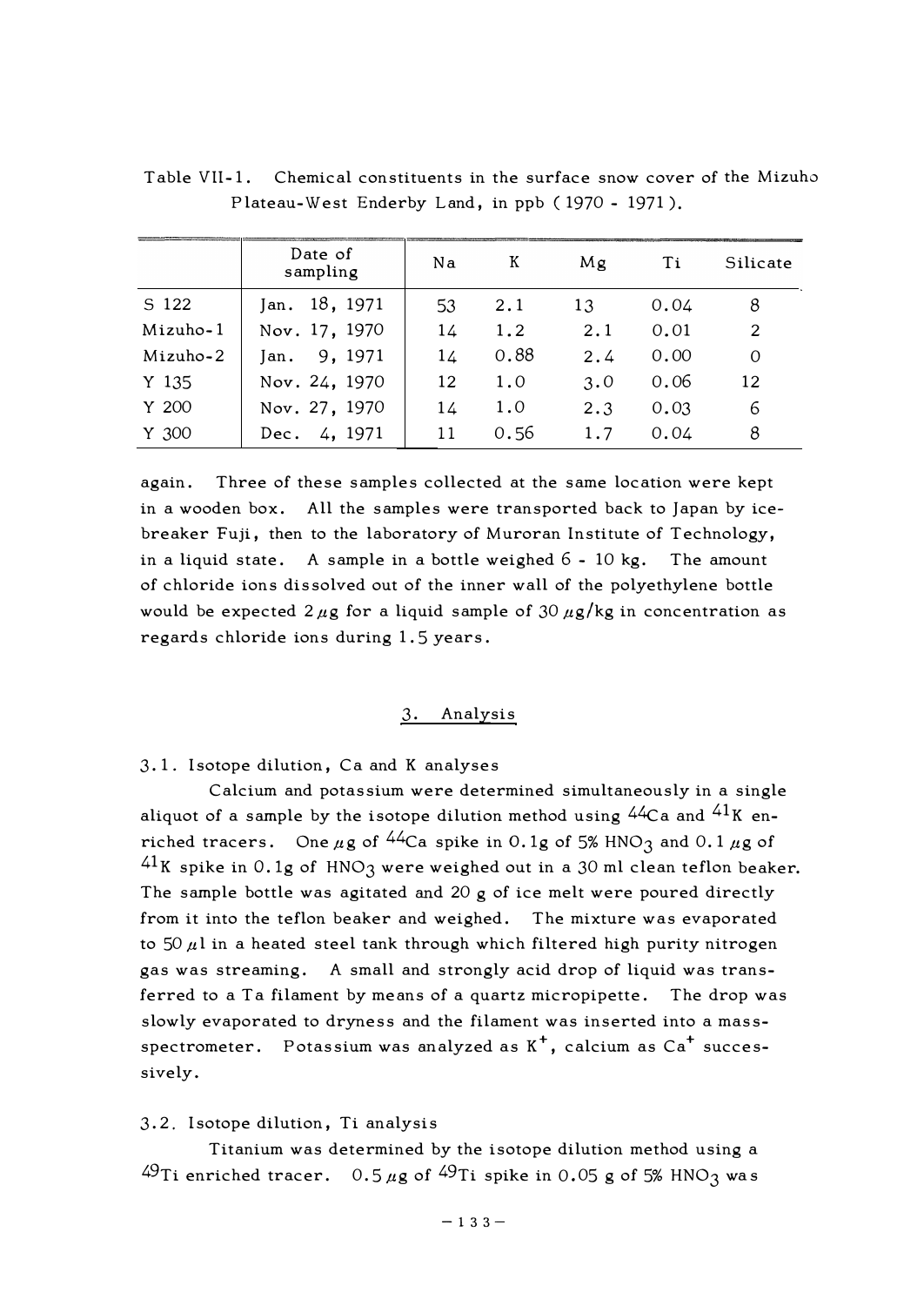Table VII-1. Chemical constituents in the surface snow cover of the Mizuho Plateau-West Enderby Land, in ppb ( 1970 - 1971 ).

| | Date of sampling | Na | K | Mg | Ti | Silicate |
|---|---|---|---|---|---|---|
| S 122 | Jan. 18, 1971 | 53 | 2.1 | 13 | 0.04 | 8 |
| Mizuho-1 | Nov. 17, 1970 | 14 | 1.2 | 2.1 | 0.01 | 2 |
| Mizuho-2 | Jan. 9, 1971 | 14 | 0.88 | 2.4 | 0.00 | 0 |
| Y 135 | Nov. 24, 1970 | 12 | 1.0 | 3.0 | 0.06 | 12 |
| Y 200 | Nov. 27, 1970 | 14 | 1.0 | 2.3 | 0.03 | 6 |
| Y 300 | Dec. 4, 1971 | 11 | 0.56 | 1.7 | 0.04 | 8 |

again. Three of these samples collected at the same location were kept in a wooden box. All the samples were transported back to Japan by ice-breaker Fuji, then to the laboratory of Muroran Institute of Technology, in a liquid state. A sample in a bottle weighed 6 - 10 kg. The amount of chloride ions dissolved out of the inner wall of the polyethylene bottle would be expected 2 $\mu$g for a liquid sample of 30 $\mu$g/kg in concentration as regards chloride ions during 1.5 years.

## 3. Analysis

### 3.1. Isotope dilution, Ca and K analyses

Calcium and potassium were determined simultaneously in a single aliquot of a sample by the isotope dilution method using $^{44}$Ca and $^{41}$K enriched tracers. One $\mu$g of $^{44}$Ca spike in 0.1g of 5% $HNO_3$ and 0.1 $\mu$g of $^{41}$K spike in 0.1g of $HNO_3$ were weighed out in a 30 ml clean teflon beaker. The sample bottle was agitated and 20 g of ice melt were poured directly from it into the teflon beaker and weighed. The mixture was evaporated to 50 $\mu$l in a heated steel tank through which filtered high purity nitrogen gas was streaming. A small and strongly acid drop of liquid was transferred to a Ta filament by means of a quartz micropipette. The drop was slowly evaporated to dryness and the filament was inserted into a mass-spectrometer. Potassium was analyzed as $K^+$, calcium as $Ca^+$ successively.

### 3.2. Isotope dilution, Ti analysis

Titanium was determined by the isotope dilution method using a $^{49}$Ti enriched tracer. 0.5 $\mu$g of $^{49}$Ti spike in 0.05 g of 5% $HNO_3$ was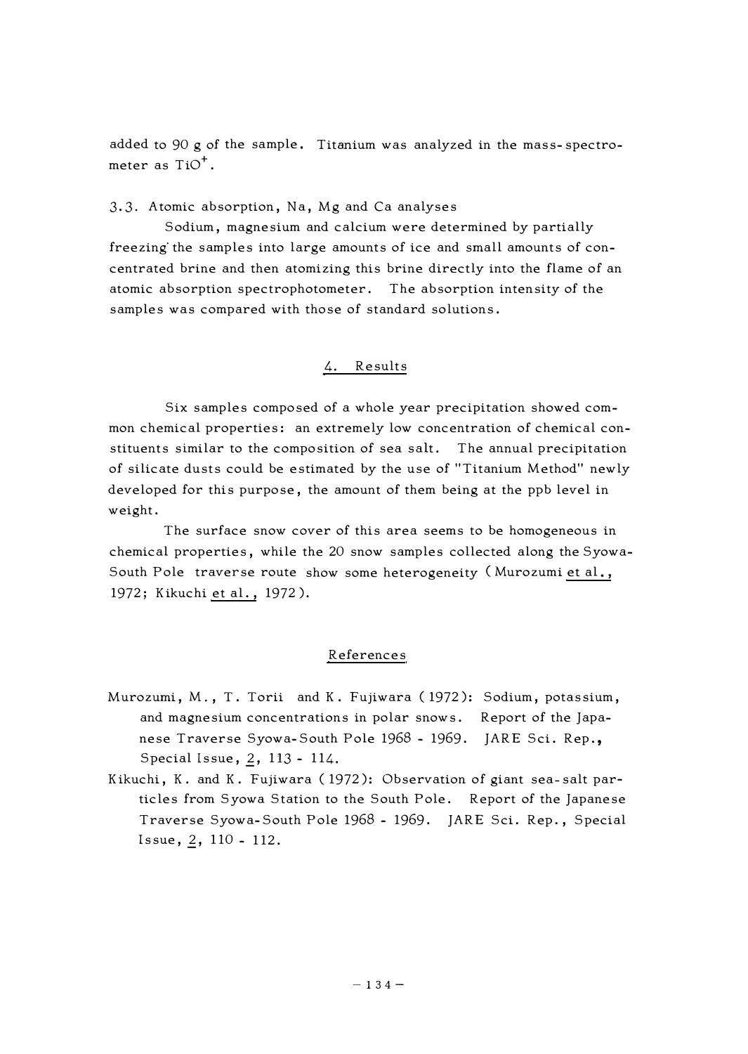added to 90 g of the sample. Titanium was analyzed in the mass-spectrometer as $TiO^+$.

### 3.3. Atomic absorption, Na, Mg and Ca analyses

Sodium, magnesium and calcium were determined by partially freezing the samples into large amounts of ice and small amounts of concentrated brine and then atomizing this brine directly into the flame of an atomic absorption spectrophotometer. The absorption intensity of the samples was compared with those of standard solutions.

## 4. Results

Six samples composed of a whole year precipitation showed common chemical properties: an extremely low concentration of chemical constituents similar to the composition of sea salt. The annual precipitation of silicate dusts could be estimated by the use of "Titanium Method" newly developed for this purpose, the amount of them being at the ppb level in weight.

The surface snow cover of this area seems to be homogeneous in chemical properties, while the 20 snow samples collected along the Syowa-South Pole traverse route show some heterogeneity (Murozumi et al., 1972; Kikuchi et al., 1972).

## References

Murozumi, M., T. Torii and K. Fujiwara (1972): Sodium, potassium, and magnesium concentrations in polar snows. Report of the Japanese Traverse Syowa-South Pole 1968 - 1969. JARE Sci. Rep., Special Issue, 2, 113 - 114.

Kikuchi, K. and K. Fujiwara (1972): Observation of giant sea-salt particles from Syowa Station to the South Pole. Report of the Japanese Traverse Syowa-South Pole 1968 - 1969. JARE Sci. Rep., Special Issue, 2, 110 - 112.